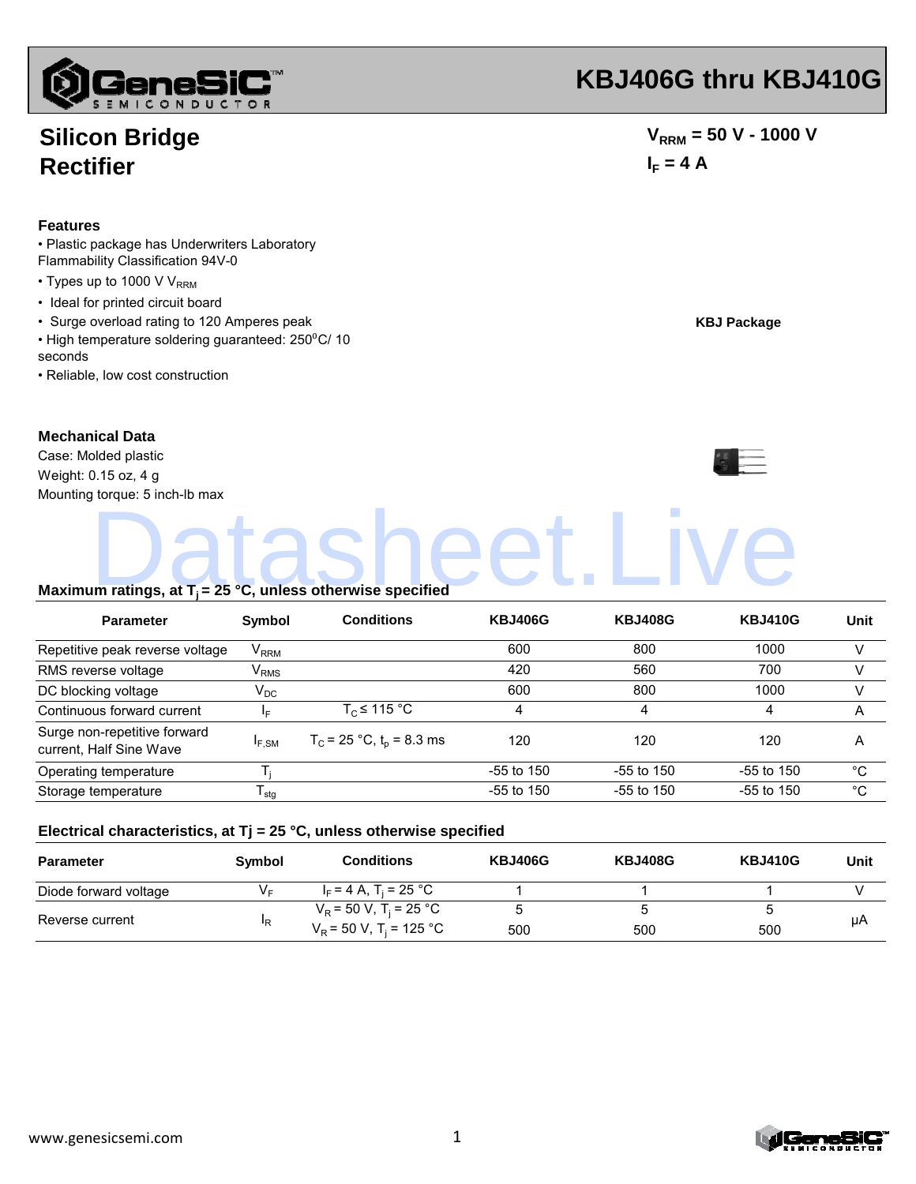# KBJ406G thru KBJ410G

## Silicon Bridge Rectifier

$V_{RRM}$ = 50 V - 1000 V

$I_F$ = 4 A

### Features

- Plastic package has Underwriters Laboratory Flammability Classification 94V-0
- Types up to 1000 V $V_{RRM}$
- Ideal for printed circuit board
- Surge overload rating to 120 Amperes peak
- High temperature soldering guaranteed: 250°C/ 10 seconds
- Reliable, low cost construction

**KBJ Package**

### Mechanical Data

Case: Molded plastic

Weight: 0.15 oz, 4 g

Mounting torque: 5 inch-lb max

### Maximum ratings, at $T_j$ = 25 °C, unless otherwise specified

| Parameter | Symbol | Conditions | KBJ406G | KBJ408G | KBJ410G | Unit |
|---|---|---|---|---|---|---|
| Repetitive peak reverse voltage | $V_{RRM}$ | | 600 | 800 | 1000 | V |
| RMS reverse voltage | $V_{RMS}$ | | 420 | 560 | 700 | V |
| DC blocking voltage | $V_{DC}$ | | 600 | 800 | 1000 | V |
| Continuous forward current | $I_F$ | $T_C \leq$ 115 °C | 4 | 4 | 4 | A |
| Surge non-repetitive forward current, Half Sine Wave | $I_{F,SM}$ | $T_C$ = 25 °C, $t_p$ = 8.3 ms | 120 | 120 | 120 | A |
| Operating temperature | $T_j$ | | -55 to 150 | -55 to 150 | -55 to 150 | °C |
| Storage temperature | $T_{stg}$ | | -55 to 150 | -55 to 150 | -55 to 150 | °C |

### Electrical characteristics, at Tj = 25 °C, unless otherwise specified

| Parameter | Symbol | Conditions | KBJ406G | KBJ408G | KBJ410G | Unit |
|---|---|---|---|---|---|---|
| Diode forward voltage | $V_F$ | $I_F$ = 4 A, $T_j$ = 25 °C | 1 | 1 | 1 | V |
| Reverse current | $I_R$ | $V_R$ = 50 V, $T_j$ = 25 °C | 5 | 5 | 5 | μA |
| | | $V_R$ = 50 V, $T_j$ = 125 °C | 500 | 500 | 500 | |

www.genesicsemi.com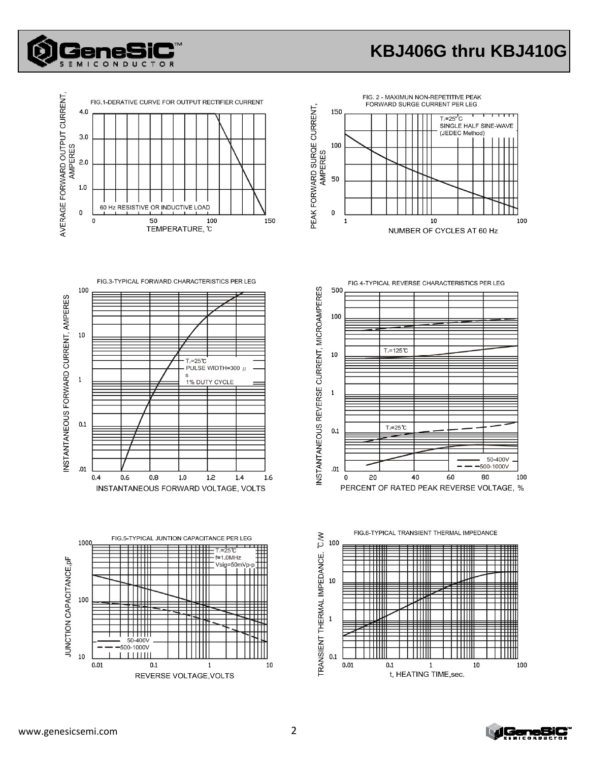# KBJ406G thru KBJ410G

FIG.1-DERATIVE CURVE FOR OUTPUT RECTIFIER CURRENT

AVERAGE FORWARD OUTPUT CURRENT, AMPERES

4.0
3.0
2.0
1.0
0

60 Hz RESISTIVE OR INDUCTIVE LOAD

0 50 100 150

TEMPERATURE, ℃

FIG. 2 - MAXIMUN NON-REPETITIVE PEAK FORWARD SURGE CURRENT PER LEG

PEAK FORWARD SURQE CURRENT, AMPERES

150
100
50
0

$T_J$=25°C
SINGLE HALF SINE-WAVE
(JEDEC Method)

1 10 100

NUMBER OF CYCLES AT 60 Hz

FIG.3-TYPICAL FORWARD CHARACTERISTICS PER LEG

INSTANTANEOUS FORWARD CURRENT, AMPERES

100
10
1
0.1
.01

$T_J$=25℃
PULSE WIDTH=300 μs
1% DUTY CYCLE

0.4 0.6 0.8 1.0 1.2 1.4 1.6

INSTANTANEOUS FORWARD VOLTAGE, VOLTS

FIG.4-TYPICAL REVERSE CHARACTERISTICS PER LEG

INSTANTANEOUS REVERSE CURRENT, MICROAMPERES

500
100
10
1
0.1
.01

$T_J$=125℃

$T_J$=25℃

50-400V
500-1000V

0 20 40 60 80 100

PERCENT OF RATED PEAK REVERSE VOLTAGE, %

FIG.5-TYPICAL JUNTION CAPACITANCE PER LEG

JUNCTION CAPACITANCE,pF

1000
100
10

$T_J$=25℃
f=1.0MHz
Vsig=50mVp-p

50-400V
500-1000V

0.01 0.1 1 10

REVERSE VOLTAGE,VOLTS

FIG.6-TYPICAL TRANSIENT THERMAL IMPEDANCE

TRANSIENT THERMAL IMPEDANCE. ℃/W

100
10
1
0.1

0.01 0.1 1 10 100

t, HEATING TIME,sec.

www.genesicsemi.com